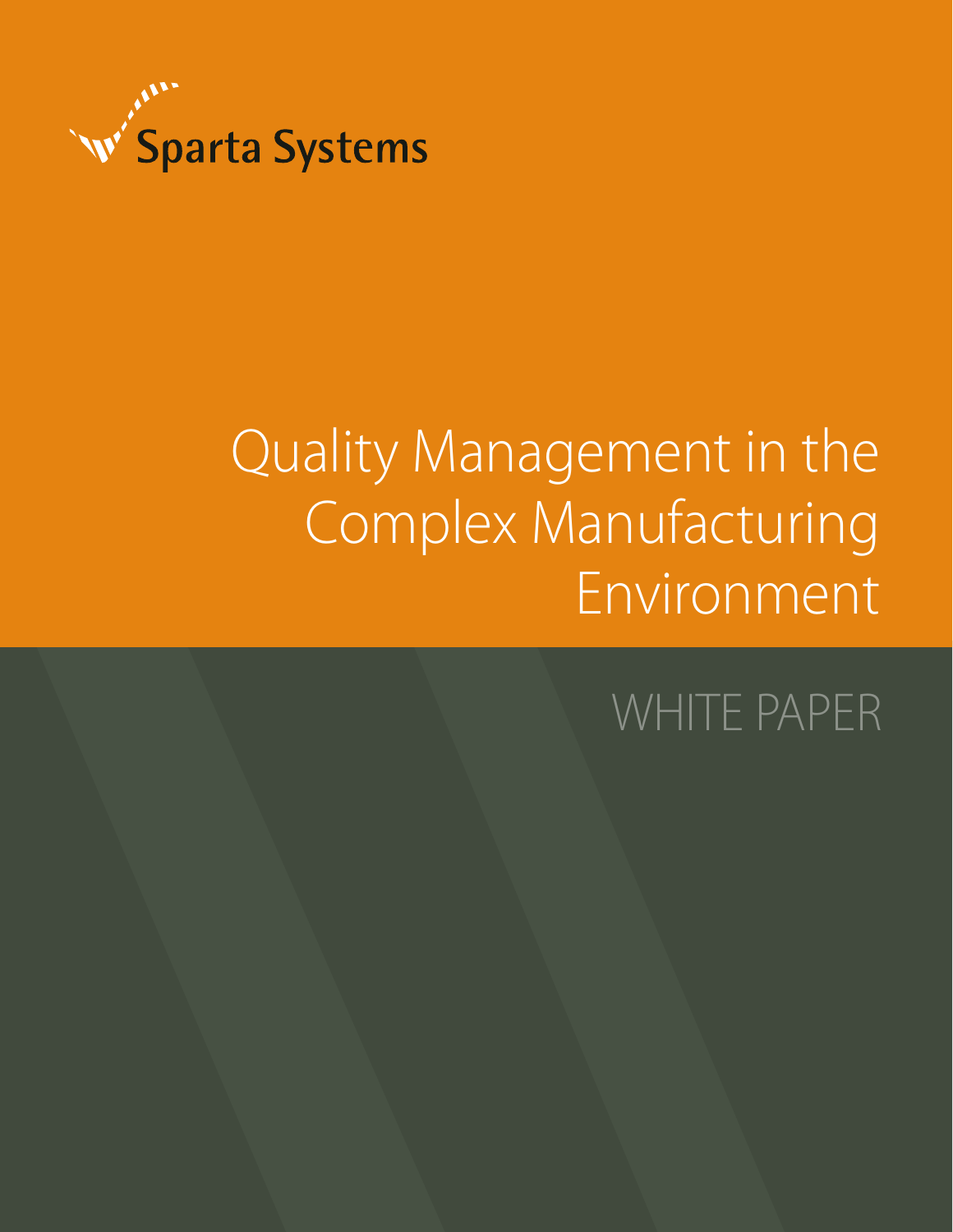Sparta Systems

# Quality Management in the Complex Manufacturing Environment

WHITE PAPER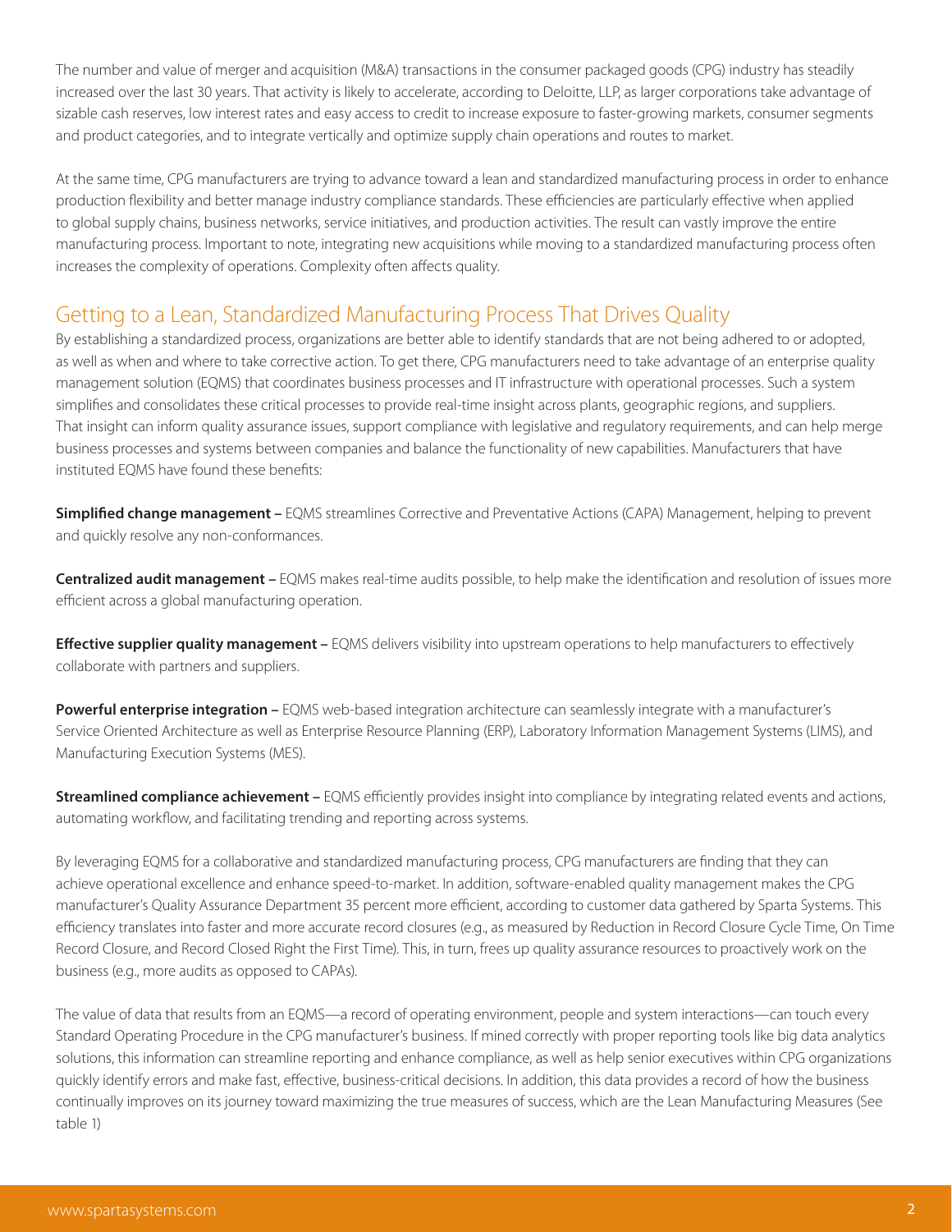The number and value of merger and acquisition (M&A) transactions in the consumer packaged goods (CPG) industry has steadily increased over the last 30 years. That activity is likely to accelerate, according to Deloitte, LLP, as larger corporations take advantage of sizable cash reserves, low interest rates and easy access to credit to increase exposure to faster-growing markets, consumer segments and product categories, and to integrate vertically and optimize supply chain operations and routes to market.

At the same time, CPG manufacturers are trying to advance toward a lean and standardized manufacturing process in order to enhance production flexibility and better manage industry compliance standards. These efficiencies are particularly effective when applied to global supply chains, business networks, service initiatives, and production activities. The result can vastly improve the entire manufacturing process. Important to note, integrating new acquisitions while moving to a standardized manufacturing process often increases the complexity of operations. Complexity often affects quality.

## Getting to a Lean, Standardized Manufacturing Process That Drives Quality

By establishing a standardized process, organizations are better able to identify standards that are not being adhered to or adopted, as well as when and where to take corrective action. To get there, CPG manufacturers need to take advantage of an enterprise quality management solution (EQMS) that coordinates business processes and IT infrastructure with operational processes. Such a system simplifies and consolidates these critical processes to provide real-time insight across plants, geographic regions, and suppliers. That insight can inform quality assurance issues, support compliance with legislative and regulatory requirements, and can help merge business processes and systems between companies and balance the functionality of new capabilities. Manufacturers that have instituted EQMS have found these benefits:

**Simplified change management –** EQMS streamlines Corrective and Preventative Actions (CAPA) Management, helping to prevent and quickly resolve any non-conformances.

**Centralized audit management –** EQMS makes real-time audits possible, to help make the identification and resolution of issues more efficient across a global manufacturing operation.

**Effective supplier quality management –** EQMS delivers visibility into upstream operations to help manufacturers to effectively collaborate with partners and suppliers.

**Powerful enterprise integration –** EQMS web-based integration architecture can seamlessly integrate with a manufacturer's Service Oriented Architecture as well as Enterprise Resource Planning (ERP), Laboratory Information Management Systems (LIMS), and Manufacturing Execution Systems (MES).

**Streamlined compliance achievement –** EQMS efficiently provides insight into compliance by integrating related events and actions, automating workflow, and facilitating trending and reporting across systems.

By leveraging EQMS for a collaborative and standardized manufacturing process, CPG manufacturers are finding that they can achieve operational excellence and enhance speed-to-market. In addition, software-enabled quality management makes the CPG manufacturer's Quality Assurance Department 35 percent more efficient, according to customer data gathered by Sparta Systems. This efficiency translates into faster and more accurate record closures (e.g., as measured by Reduction in Record Closure Cycle Time, On Time Record Closure, and Record Closed Right the First Time). This, in turn, frees up quality assurance resources to proactively work on the business (e.g., more audits as opposed to CAPAs).

The value of data that results from an EQMS—a record of operating environment, people and system interactions—can touch every Standard Operating Procedure in the CPG manufacturer's business. If mined correctly with proper reporting tools like big data analytics solutions, this information can streamline reporting and enhance compliance, as well as help senior executives within CPG organizations quickly identify errors and make fast, effective, business-critical decisions. In addition, this data provides a record of how the business continually improves on its journey toward maximizing the true measures of success, which are the Lean Manufacturing Measures (See table 1)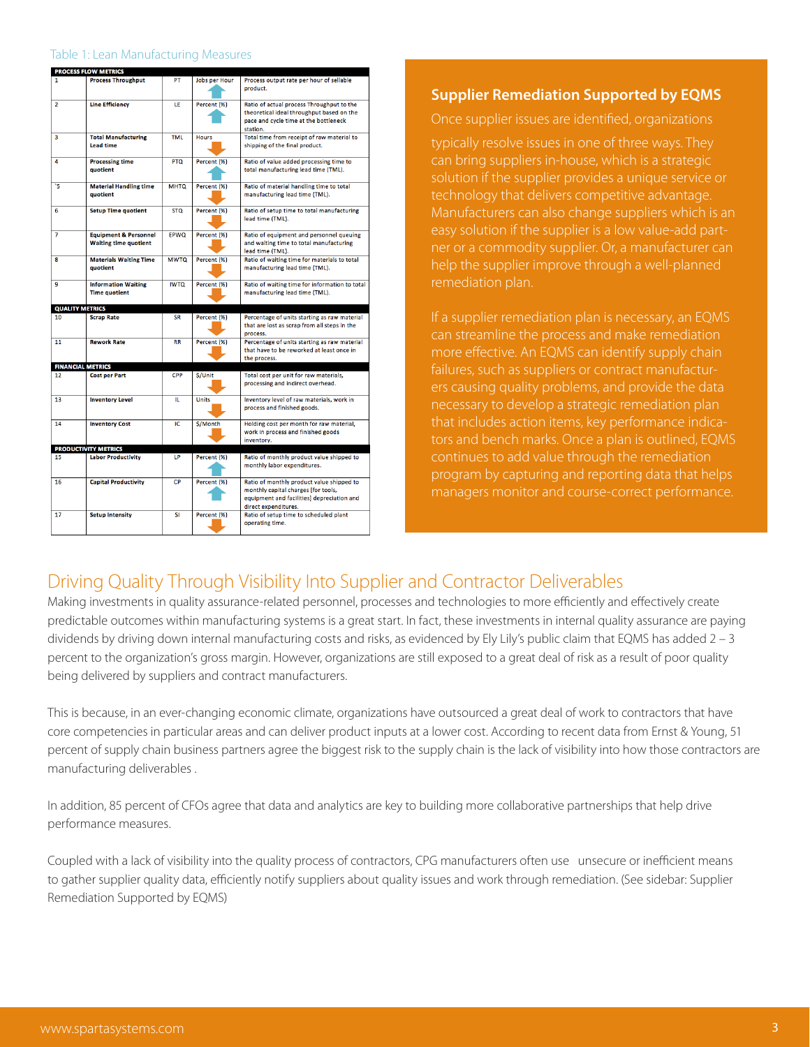Table 1: Lean Manufacturing Measures

| # | Metric | Abbr. | Unit | Description |
|---|---|---|---|---|
| **PROCESS FLOW METRICS** | | | | |
| 1 | **Process Throughput** | PT | Jobs per Hour ↑ | Process output rate per hour of sellable product. |
| 2 | **Line Efficiency** | LE | Percent (%) ↑ | Ratio of actual process Throughput to the theoretical ideal throughput based on the pace and cycle time at the bottleneck station. |
| 3 | **Total Manufacturing Lead time** | TML | Hours ↓ | Total time from receipt of raw material to shipping of the final product. |
| 4 | **Processing time quotient** | PTQ | Percent (%) ↑ | Ratio of value added processing time to total manufacturing lead time (TML). |
| `5 | **Material Handling time quotient** | MHTQ | Percent (%) ↓ | Ratio of material handling time to total manufacturing lead time (TML). |
| 6 | **Setup Time quotient** | STQ | Percent (%) ↓ | Ratio of setup time to total manufacturing lead time (TML). |
| 7 | **Equipment & Personnel Waiting time quotient** | EPWQ | Percent (%) ↓ | Ratio of equipment and personnel queuing and waiting time to total manufacturing lead time (TML). |
| 8 | **Materials Waiting Time quotient** | MWTQ | Percent (%) ↓ | Ratio of waiting time for materials to total manufacturing lead time (TML). |
| 9 | **Information Waiting Time quotient** | IWTQ | Percent (%) ↓ | Ratio of waiting time for information to total manufacturing lead time (TML). |
| **QUALITY METRICS** | | | | |
| 10 | **Scrap Rate** | SR | Percent (%) ↓ | Percentage of units starting as raw material that are lost as scrap from all steps in the process. |
| 11 | **Rework Rate** | RR | Percent (%) ↓ | Percentage of units starting as raw material that have to be reworked at least once in the process. |
| **FINANCIAL METRICS** | | | | |
| 12 | **Cost per Part** | CPP | $/Unit ↓ | Total cost per unit for raw materials, processing and indirect overhead. |
| 13 | **Inventory Level** | IL | Units ↓ | Inventory level of raw materials, work in process and finished goods. |
| 14 | **Inventory Cost** | IC | $/Month ↓ | Holding cost per month for raw material, work in process and finished goods inventory. |
| **PRODUCTIVITY METRICS** | | | | |
| 15 | **Labor Productivity** | LP | Percent (%) ↑ | Ratio of monthly product value shipped to monthly labor expenditures. |
| 16 | **Capital Productivity** | CP | Percent (%) ↑ | Ratio of monthly product value shipped to monthly capital charges [for tools, equipment and facilities] depreciation and direct expenditures. |
| 17 | **Setup Intensity** | SI | Percent (%) ↓ | Ratio of setup time to scheduled plant operating time. |

## Supplier Remediation Supported by EQMS

Once supplier issues are identified, organizations typically resolve issues in one of three ways. They can bring suppliers in-house, which is a strategic solution if the supplier provides a unique service or technology that delivers competitive advantage. Manufacturers can also change suppliers which is an easy solution if the supplier is a low value-add partner or a commodity supplier. Or, a manufacturer can help the supplier improve through a well-planned remediation plan.

If a supplier remediation plan is necessary, an EQMS can streamline the process and make remediation more effective. An EQMS can identify supply chain failures, such as suppliers or contract manufacturers causing quality problems, and provide the data necessary to develop a strategic remediation plan that includes action items, key performance indicators and bench marks. Once a plan is outlined, EQMS continues to add value through the remediation program by capturing and reporting data that helps managers monitor and course-correct performance.

## Driving Quality Through Visibility Into Supplier and Contractor Deliverables

Making investments in quality assurance-related personnel, processes and technologies to more efficiently and effectively create predictable outcomes within manufacturing systems is a great start. In fact, these investments in internal quality assurance are paying dividends by driving down internal manufacturing costs and risks, as evidenced by Ely Lily's public claim that EQMS has added 2 – 3 percent to the organization's gross margin. However, organizations are still exposed to a great deal of risk as a result of poor quality being delivered by suppliers and contract manufacturers.

This is because, in an ever-changing economic climate, organizations have outsourced a great deal of work to contractors that have core competencies in particular areas and can deliver product inputs at a lower cost. According to recent data from Ernst & Young, 51 percent of supply chain business partners agree the biggest risk to the supply chain is the lack of visibility into how those contractors are manufacturing deliverables .

In addition, 85 percent of CFOs agree that data and analytics are key to building more collaborative partnerships that help drive performance measures.

Coupled with a lack of visibility into the quality process of contractors, CPG manufacturers often use unsecure or inefficient means to gather supplier quality data, efficiently notify suppliers about quality issues and work through remediation. (See sidebar: Supplier Remediation Supported by EQMS)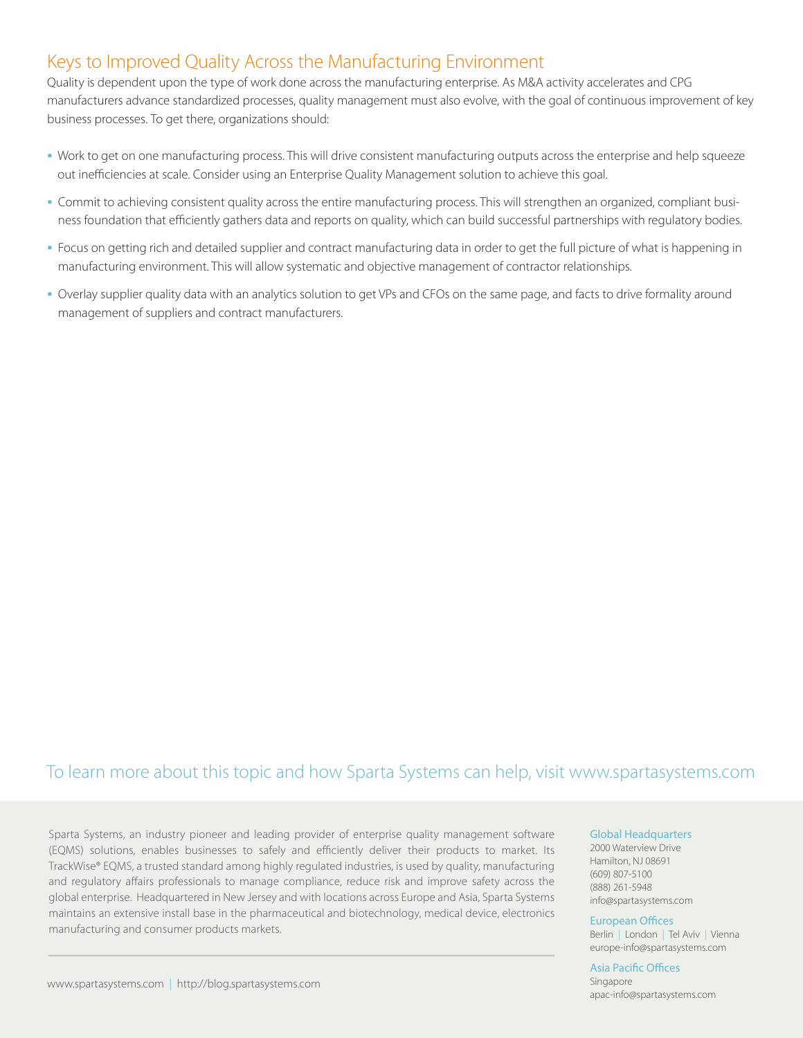## Keys to Improved Quality Across the Manufacturing Environment

Quality is dependent upon the type of work done across the manufacturing enterprise. As M&A activity accelerates and CPG manufacturers advance standardized processes, quality management must also evolve, with the goal of continuous improvement of key business processes. To get there, organizations should:

- Work to get on one manufacturing process. This will drive consistent manufacturing outputs across the enterprise and help squeeze out inefficiencies at scale. Consider using an Enterprise Quality Management solution to achieve this goal.
- Commit to achieving consistent quality across the entire manufacturing process. This will strengthen an organized, compliant business foundation that efficiently gathers data and reports on quality, which can build successful partnerships with regulatory bodies.
- Focus on getting rich and detailed supplier and contract manufacturing data in order to get the full picture of what is happening in manufacturing environment. This will allow systematic and objective management of contractor relationships.
- Overlay supplier quality data with an analytics solution to get VPs and CFOs on the same page, and facts to drive formality around management of suppliers and contract manufacturers.

To learn more about this topic and how Sparta Systems can help, visit www.spartasystems.com

Sparta Systems, an industry pioneer and leading provider of enterprise quality management software (EQMS) solutions, enables businesses to safely and efficiently deliver their products to market. Its TrackWise® EQMS, a trusted standard among highly regulated industries, is used by quality, manufacturing and regulatory affairs professionals to manage compliance, reduce risk and improve safety across the global enterprise. Headquartered in New Jersey and with locations across Europe and Asia, Sparta Systems maintains an extensive install base in the pharmaceutical and biotechnology, medical device, electronics manufacturing and consumer products markets.

www.spartasystems.com | http://blog.spartasystems.com

**Global Headquarters**
2000 Waterview Drive
Hamilton, NJ 08691
(609) 807-5100
(888) 261-5948
info@spartasystems.com

**European Offices**
Berlin | London | Tel Aviv | Vienna
europe-info@spartasystems.com

**Asia Pacific Offices**
Singapore
apac-info@spartasystems.com